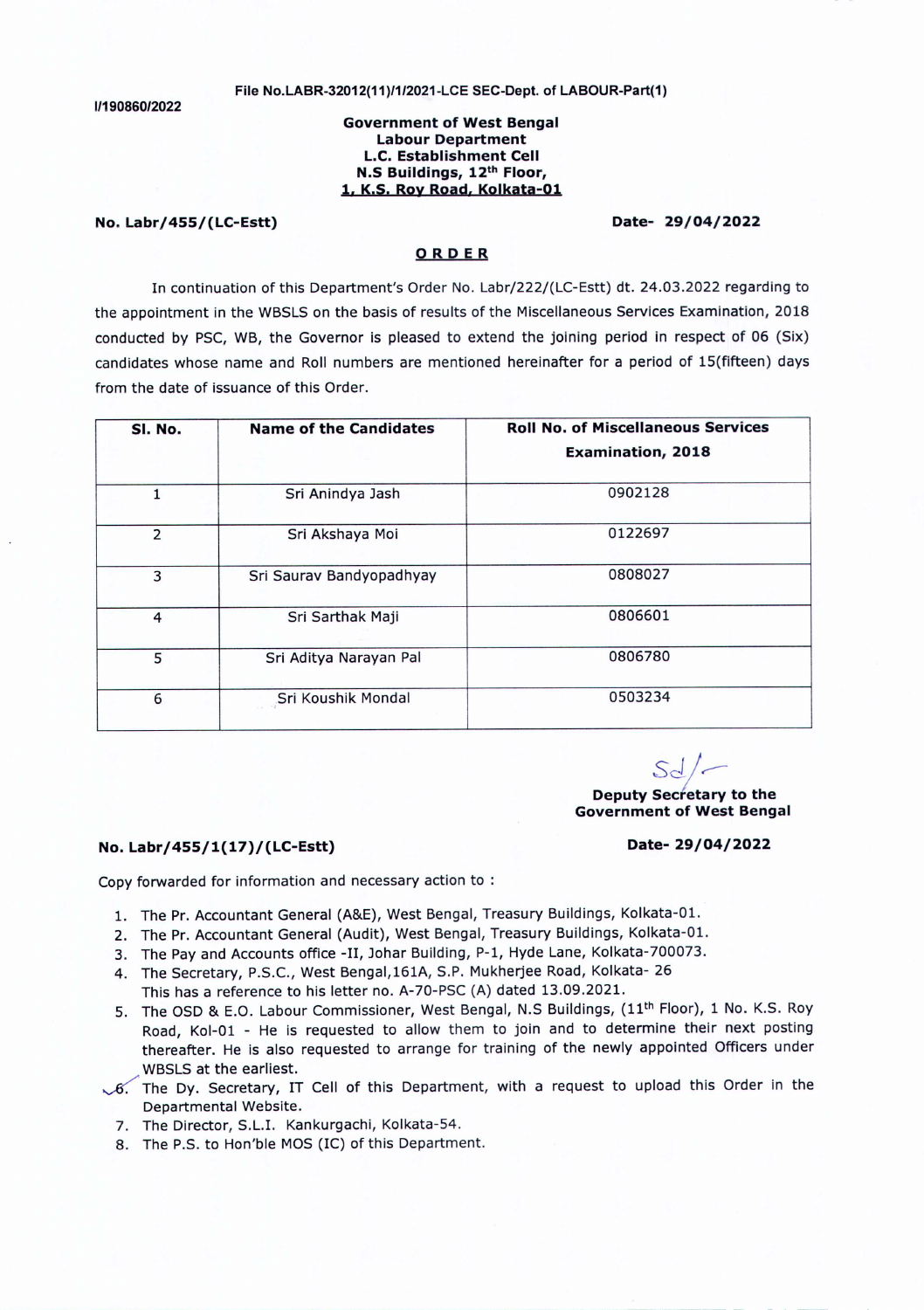I/190860/2022

File No.LABR-32012(11)/1/2021-LCE SEC-Dept. of LABOUR-Part(1)

**Government of West Bengal**
**Labour Department**
**L.C. Establishment Cell**
**N.S Buildings, 12th Floor,**
**1, K.S. Roy Road, Kolkata-01**

**No. Labr/455/(LC-Estt)** **Date- 29/04/2022**

## ORDER

In continuation of this Department's Order No. Labr/222/(LC-Estt) dt. 24.03.2022 regarding to the appointment in the WBSLS on the basis of results of the Miscellaneous Services Examination, 2018 conducted by PSC, WB, the Governor is pleased to extend the joining period in respect of 06 (Six) candidates whose name and Roll numbers are mentioned hereinafter for a period of 15(fifteen) days from the date of issuance of this Order.

| Sl. No. | Name of the Candidates | Roll No. of Miscellaneous Services Examination, 2018 |
|---|---|---|
| 1 | Sri Anindya Jash | 0902128 |
| 2 | Sri Akshaya Moi | 0122697 |
| 3 | Sri Saurav Bandyopadhyay | 0808027 |
| 4 | Sri Sarthak Maji | 0806601 |
| 5 | Sri Aditya Narayan Pal | 0806780 |
| 6 | Sri Koushik Mondal | 0503234 |

Sd/-
**Deputy Secretary to the**
**Government of West Bengal**

**No. Labr/455/1(17)/(LC-Estt)** **Date- 29/04/2022**

Copy forwarded for information and necessary action to :

1. The Pr. Accountant General (A&E), West Bengal, Treasury Buildings, Kolkata-01.
2. The Pr. Accountant General (Audit), West Bengal, Treasury Buildings, Kolkata-01.
3. The Pay and Accounts office -II, Johar Building, P-1, Hyde Lane, Kolkata-700073.
4. The Secretary, P.S.C., West Bengal,161A, S.P. Mukherjee Road, Kolkata- 26
   This has a reference to his letter no. A-70-PSC (A) dated 13.09.2021.
5. The OSD & E.O. Labour Commissioner, West Bengal, N.S Buildings, (11th Floor), 1 No. K.S. Roy Road, Kol-01 - He is requested to allow them to join and to determine their next posting thereafter. He is also requested to arrange for training of the newly appointed Officers under WBSLS at the earliest.
6. The Dy. Secretary, IT Cell of this Department, with a request to upload this Order in the Departmental Website.
7. The Director, S.L.I. Kankurgachi, Kolkata-54.
8. The P.S. to Hon'ble MOS (IC) of this Department.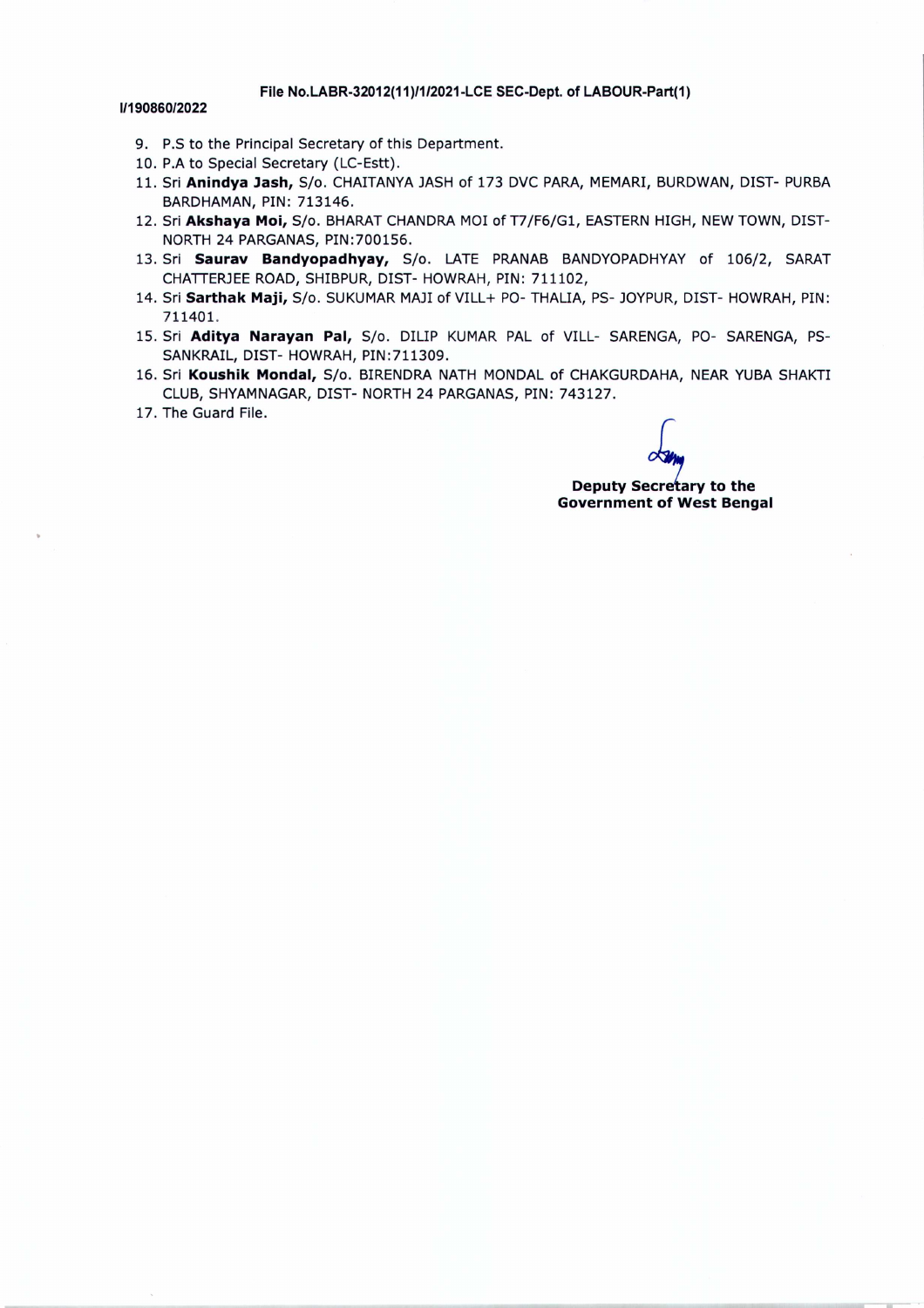File No.LABR-32012(11)/1/2021-LCE SEC-Dept. of LABOUR-Part(1)

I/190860/2022

9. P.S to the Principal Secretary of this Department.
10. P.A to Special Secretary (LC-Estt).
11. Sri **Anindya Jash,** S/o. CHAITANYA JASH of 173 DVC PARA, MEMARI, BURDWAN, DIST- PURBA BARDHAMAN, PIN: 713146.
12. Sri **Akshaya Moi,** S/o. BHARAT CHANDRA MOI of T7/F6/G1, EASTERN HIGH, NEW TOWN, DIST- NORTH 24 PARGANAS, PIN:700156.
13. Sri **Saurav Bandyopadhyay,** S/o. LATE PRANAB BANDYOPADHYAY of 106/2, SARAT CHATTERJEE ROAD, SHIBPUR, DIST- HOWRAH, PIN: 711102,
14. Sri **Sarthak Maji,** S/o. SUKUMAR MAJI of VILL+ PO- THALIA, PS- JOYPUR, DIST- HOWRAH, PIN: 711401.
15. Sri **Aditya Narayan Pal,** S/o. DILIP KUMAR PAL of VILL- SARENGA, PO- SARENGA, PS- SANKRAIL, DIST- HOWRAH, PIN:711309.
16. Sri **Koushik Mondal,** S/o. BIRENDRA NATH MONDAL of CHAKGURDAHA, NEAR YUBA SHAKTI CLUB, SHYAMNAGAR, DIST- NORTH 24 PARGANAS, PIN: 743127.
17. The Guard File.

**Deputy Secretary to the**
**Government of West Bengal**